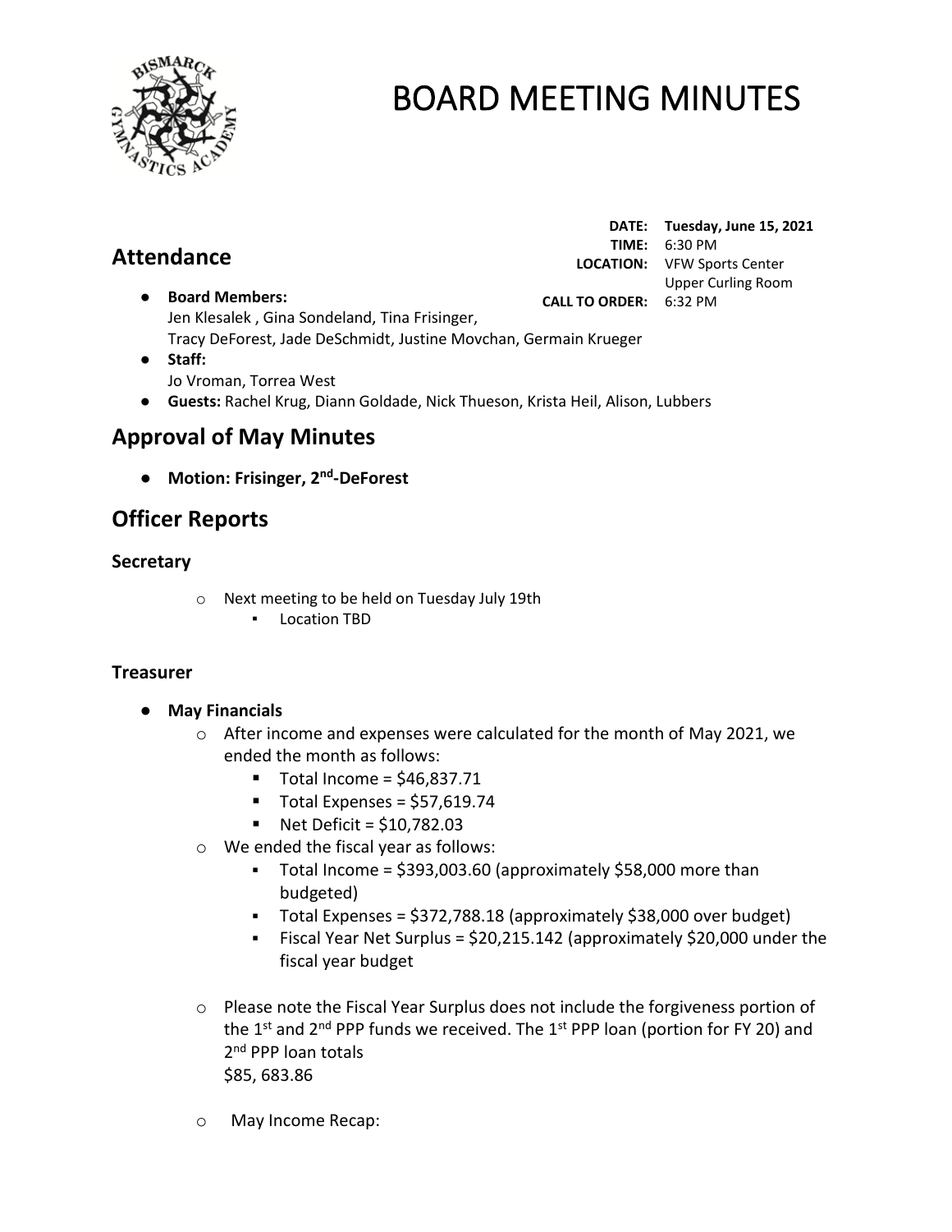# BOARD MEETING MINUTES

**DATE:** **Tuesday, June 15, 2021**
**TIME:** 6:30 PM
**LOCATION:** VFW Sports Center Upper Curling Room
**CALL TO ORDER:** 6:32 PM

## Attendance

- **Board Members:**
  Jen Klesalek , Gina Sondeland, Tina Frisinger,
  Tracy DeForest, Jade DeSchmidt, Justine Movchan, Germain Krueger
- **Staff:**
  Jo Vroman, Torrea West
- **Guests:** Rachel Krug, Diann Goldade, Nick Thueson, Krista Heil, Alison, Lubbers

## Approval of May Minutes

- **Motion: Frisinger, 2nd-DeForest**

## Officer Reports

### Secretary

- Next meeting to be held on Tuesday July 19th
  - Location TBD

### Treasurer

- **May Financials**
  - After income and expenses were calculated for the month of May 2021, we ended the month as follows:
    - Total Income = $46,837.71
    - Total Expenses = $57,619.74
    - Net Deficit = $10,782.03
  - We ended the fiscal year as follows:
    - Total Income = $393,003.60 (approximately $58,000 more than budgeted)
    - Total Expenses = $372,788.18 (approximately $38,000 over budget)
    - Fiscal Year Net Surplus = $20,215.142 (approximately $20,000 under the fiscal year budget
  - Please note the Fiscal Year Surplus does not include the forgiveness portion of the 1st and 2nd PPP funds we received. The 1st PPP loan (portion for FY 20) and 2nd PPP loan totals $85, 683.86
  - May Income Recap: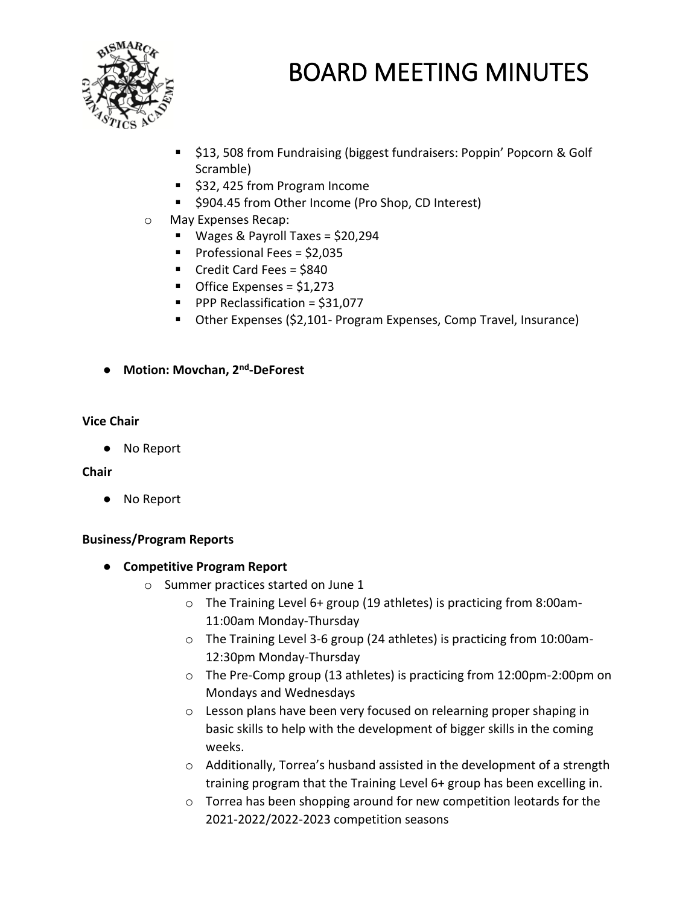- $13, 508 from Fundraising (biggest fundraisers: Poppin' Popcorn & Golf Scramble)
    - $32, 425 from Program Income
    - $904.45 from Other Income (Pro Shop, CD Interest)
  - May Expenses Recap:
    - Wages & Payroll Taxes = $20,294
    - Professional Fees = $2,035
    - Credit Card Fees = $840
    - Office Expenses = $1,273
    - PPP Reclassification = $31,077
    - Other Expenses ($2,101- Program Expenses, Comp Travel, Insurance)

- **Motion: Movchan, 2nd-DeForest**

**Vice Chair**

- No Report

**Chair**

- No Report

**Business/Program Reports**

- **Competitive Program Report**
  - Summer practices started on June 1
    - The Training Level 6+ group (19 athletes) is practicing from 8:00am-11:00am Monday-Thursday
    - The Training Level 3-6 group (24 athletes) is practicing from 10:00am-12:30pm Monday-Thursday
    - The Pre-Comp group (13 athletes) is practicing from 12:00pm-2:00pm on Mondays and Wednesdays
    - Lesson plans have been very focused on relearning proper shaping in basic skills to help with the development of bigger skills in the coming weeks.
    - Additionally, Torrea's husband assisted in the development of a strength training program that the Training Level 6+ group has been excelling in.
    - Torrea has been shopping around for new competition leotards for the 2021-2022/2022-2023 competition seasons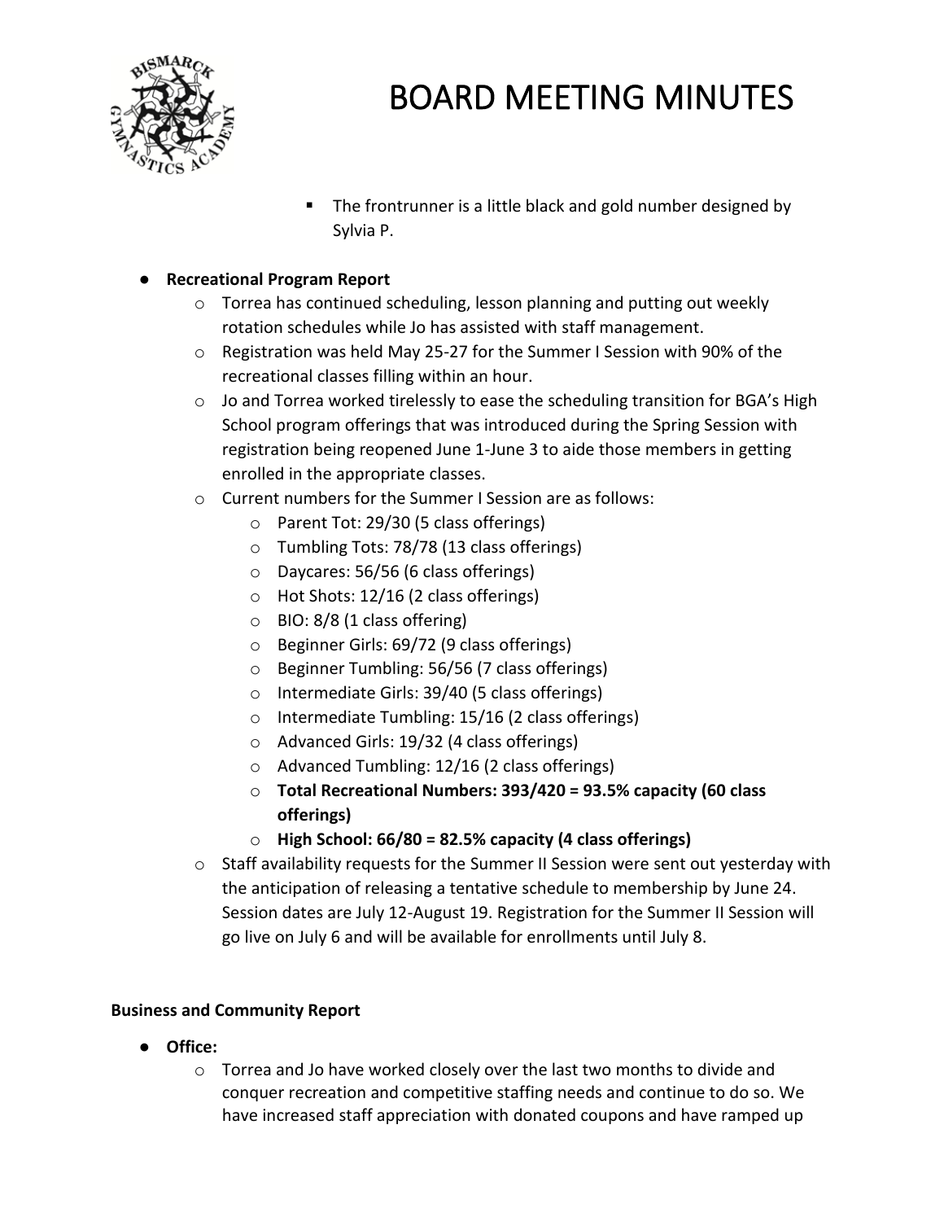- The frontrunner is a little black and gold number designed by Sylvia P.

- **Recreational Program Report**
  - Torrea has continued scheduling, lesson planning and putting out weekly rotation schedules while Jo has assisted with staff management.
  - Registration was held May 25-27 for the Summer I Session with 90% of the recreational classes filling within an hour.
  - Jo and Torrea worked tirelessly to ease the scheduling transition for BGA's High School program offerings that was introduced during the Spring Session with registration being reopened June 1-June 3 to aide those members in getting enrolled in the appropriate classes.
  - Current numbers for the Summer I Session are as follows:
    - Parent Tot: 29/30 (5 class offerings)
    - Tumbling Tots: 78/78 (13 class offerings)
    - Daycares: 56/56 (6 class offerings)
    - Hot Shots: 12/16 (2 class offerings)
    - BIO: 8/8 (1 class offering)
    - Beginner Girls: 69/72 (9 class offerings)
    - Beginner Tumbling: 56/56 (7 class offerings)
    - Intermediate Girls: 39/40 (5 class offerings)
    - Intermediate Tumbling: 15/16 (2 class offerings)
    - Advanced Girls: 19/32 (4 class offerings)
    - Advanced Tumbling: 12/16 (2 class offerings)
    - **Total Recreational Numbers: 393/420 = 93.5% capacity (60 class offerings)**
    - **High School: 66/80 = 82.5% capacity (4 class offerings)**
  - Staff availability requests for the Summer II Session were sent out yesterday with the anticipation of releasing a tentative schedule to membership by June 24. Session dates are July 12-August 19. Registration for the Summer II Session will go live on July 6 and will be available for enrollments until July 8.

**Business and Community Report**

- **Office:**
  - Torrea and Jo have worked closely over the last two months to divide and conquer recreation and competitive staffing needs and continue to do so. We have increased staff appreciation with donated coupons and have ramped up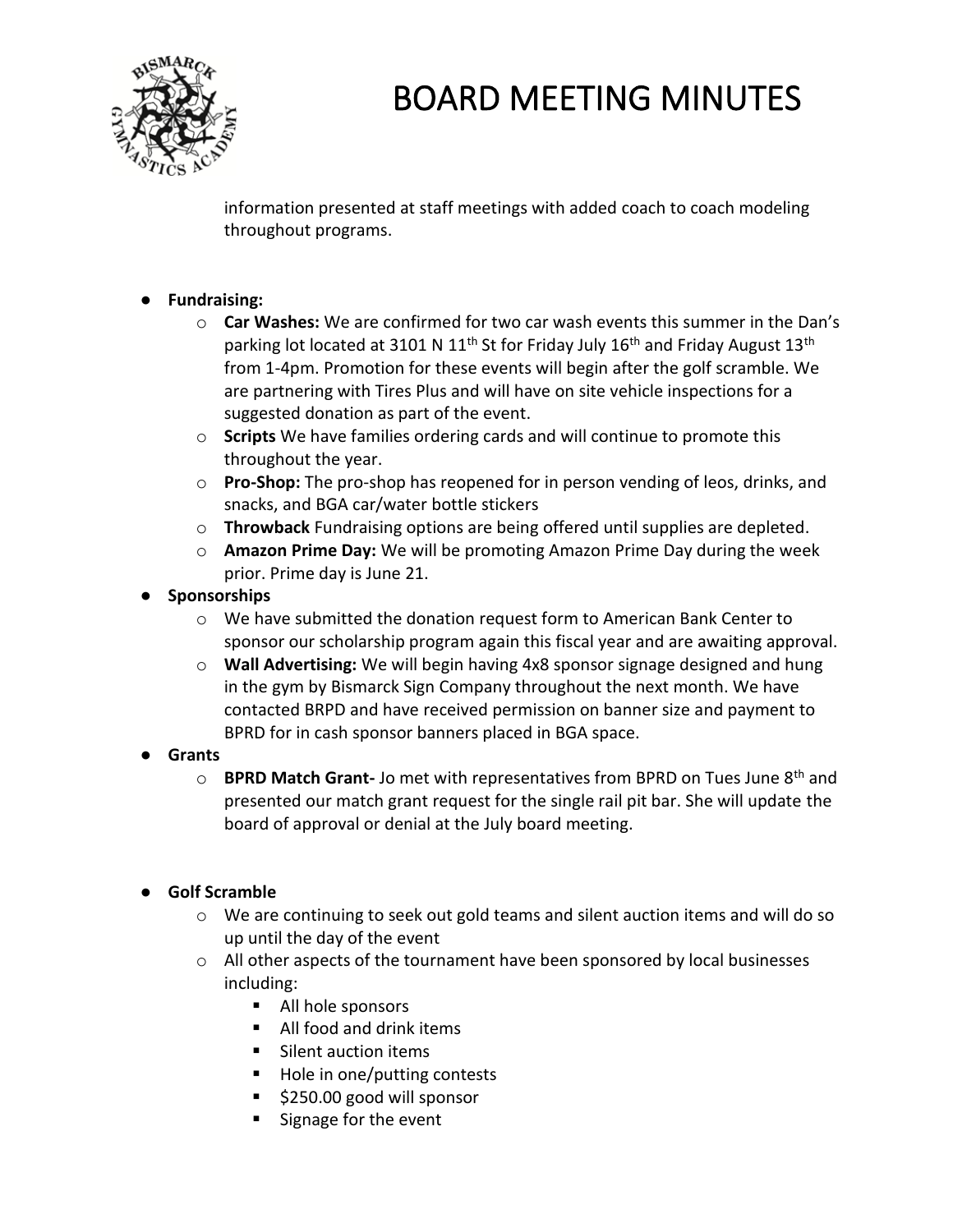information presented at staff meetings with added coach to coach modeling throughout programs.

- **Fundraising:**
  - **Car Washes:** We are confirmed for two car wash events this summer in the Dan's parking lot located at 3101 N 11th St for Friday July 16th and Friday August 13th from 1-4pm. Promotion for these events will begin after the golf scramble. We are partnering with Tires Plus and will have on site vehicle inspections for a suggested donation as part of the event.
  - **Scripts** We have families ordering cards and will continue to promote this throughout the year.
  - **Pro-Shop:** The pro-shop has reopened for in person vending of leos, drinks, and snacks, and BGA car/water bottle stickers
  - **Throwback** Fundraising options are being offered until supplies are depleted.
  - **Amazon Prime Day:** We will be promoting Amazon Prime Day during the week prior. Prime day is June 21.
- **Sponsorships**
  - We have submitted the donation request form to American Bank Center to sponsor our scholarship program again this fiscal year and are awaiting approval.
  - **Wall Advertising:** We will begin having 4x8 sponsor signage designed and hung in the gym by Bismarck Sign Company throughout the next month. We have contacted BRPD and have received permission on banner size and payment to BPRD for in cash sponsor banners placed in BGA space.
- **Grants**
  - **BPRD Match Grant-** Jo met with representatives from BPRD on Tues June 8th and presented our match grant request for the single rail pit bar. She will update the board of approval or denial at the July board meeting.

- **Golf Scramble**
  - We are continuing to seek out gold teams and silent auction items and will do so up until the day of the event
  - All other aspects of the tournament have been sponsored by local businesses including:
    - All hole sponsors
    - All food and drink items
    - Silent auction items
    - Hole in one/putting contests
    - $250.00 good will sponsor
    - Signage for the event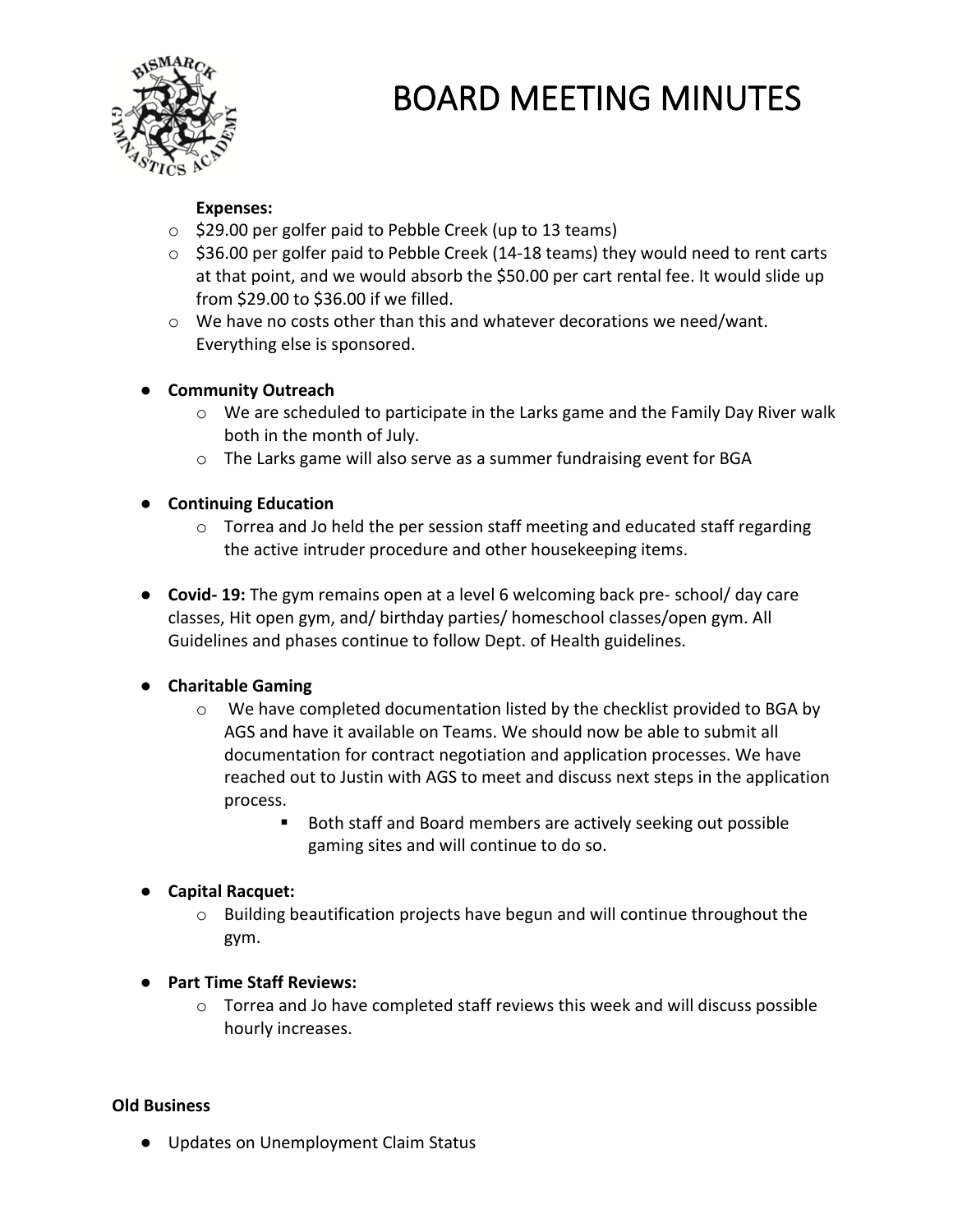# BOARD MEETING MINUTES

**Expenses:**

- $29.00 per golfer paid to Pebble Creek (up to 13 teams)
- $36.00 per golfer paid to Pebble Creek (14-18 teams) they would need to rent carts at that point, and we would absorb the $50.00 per cart rental fee. It would slide up from $29.00 to $36.00 if we filled.
- We have no costs other than this and whatever decorations we need/want. Everything else is sponsored.

- **Community Outreach**
  - We are scheduled to participate in the Larks game and the Family Day River walk both in the month of July.
  - The Larks game will also serve as a summer fundraising event for BGA

- **Continuing Education**
  - Torrea and Jo held the per session staff meeting and educated staff regarding the active intruder procedure and other housekeeping items.

- **Covid- 19:** The gym remains open at a level 6 welcoming back pre- school/ day care classes, Hit open gym, and/ birthday parties/ homeschool classes/open gym. All Guidelines and phases continue to follow Dept. of Health guidelines.

- **Charitable Gaming**
  - We have completed documentation listed by the checklist provided to BGA by AGS and have it available on Teams. We should now be able to submit all documentation for contract negotiation and application processes. We have reached out to Justin with AGS to meet and discuss next steps in the application process.
    - Both staff and Board members are actively seeking out possible gaming sites and will continue to do so.

- **Capital Racquet:**
  - Building beautification projects have begun and will continue throughout the gym.

- **Part Time Staff Reviews:**
  - Torrea and Jo have completed staff reviews this week and will discuss possible hourly increases.

**Old Business**

- Updates on Unemployment Claim Status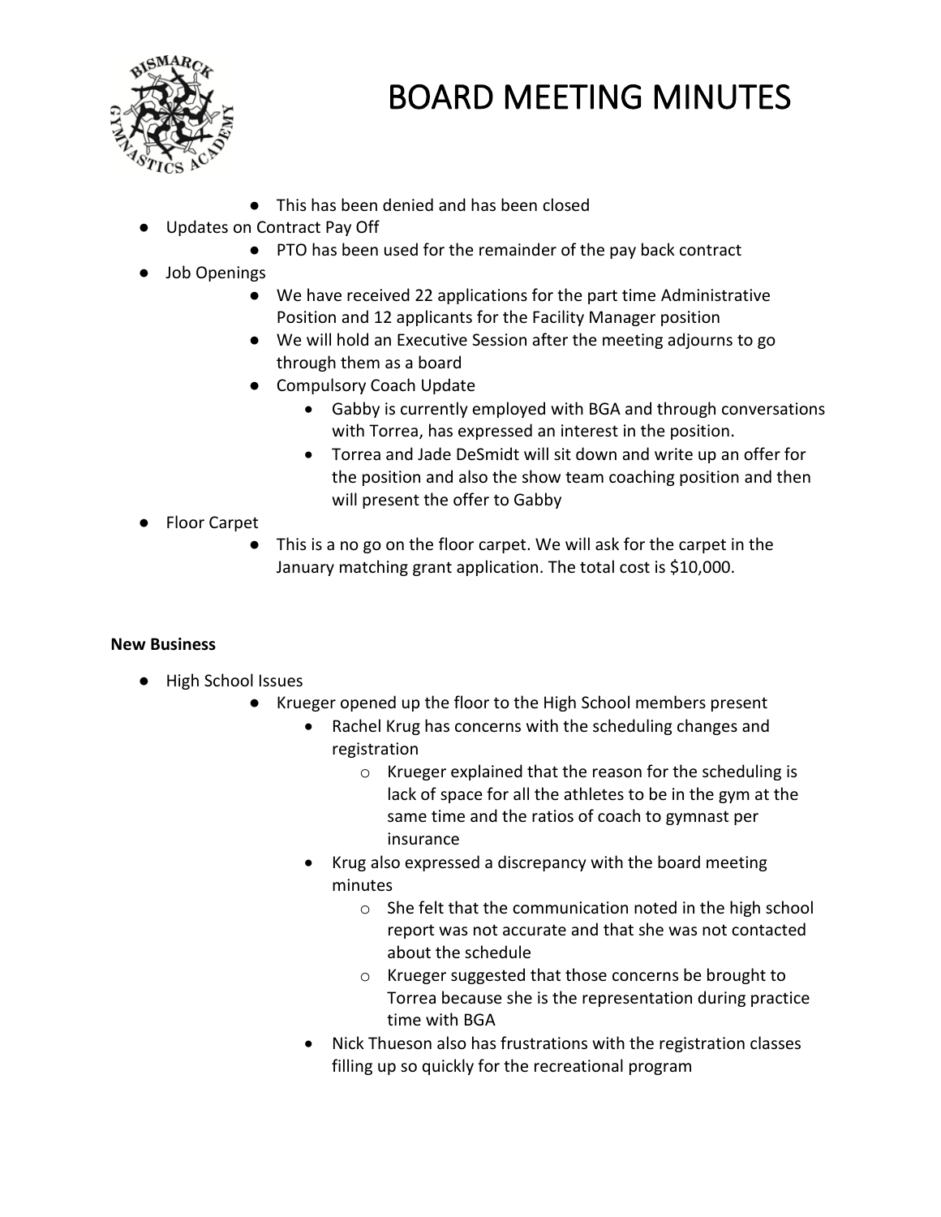# BOARD MEETING MINUTES

- This has been denied and has been closed
- Updates on Contract Pay Off
  - PTO has been used for the remainder of the pay back contract
- Job Openings
  - We have received 22 applications for the part time Administrative Position and 12 applicants for the Facility Manager position
  - We will hold an Executive Session after the meeting adjourns to go through them as a board
  - Compulsory Coach Update
    - Gabby is currently employed with BGA and through conversations with Torrea, has expressed an interest in the position.
    - Torrea and Jade DeSmidt will sit down and write up an offer for the position and also the show team coaching position and then will present the offer to Gabby
- Floor Carpet
  - This is a no go on the floor carpet. We will ask for the carpet in the January matching grant application. The total cost is $10,000.

**New Business**

- High School Issues
  - Krueger opened up the floor to the High School members present
    - Rachel Krug has concerns with the scheduling changes and registration
      - Krueger explained that the reason for the scheduling is lack of space for all the athletes to be in the gym at the same time and the ratios of coach to gymnast per insurance
    - Krug also expressed a discrepancy with the board meeting minutes
      - She felt that the communication noted in the high school report was not accurate and that she was not contacted about the schedule
      - Krueger suggested that those concerns be brought to Torrea because she is the representation during practice time with BGA
    - Nick Thueson also has frustrations with the registration classes filling up so quickly for the recreational program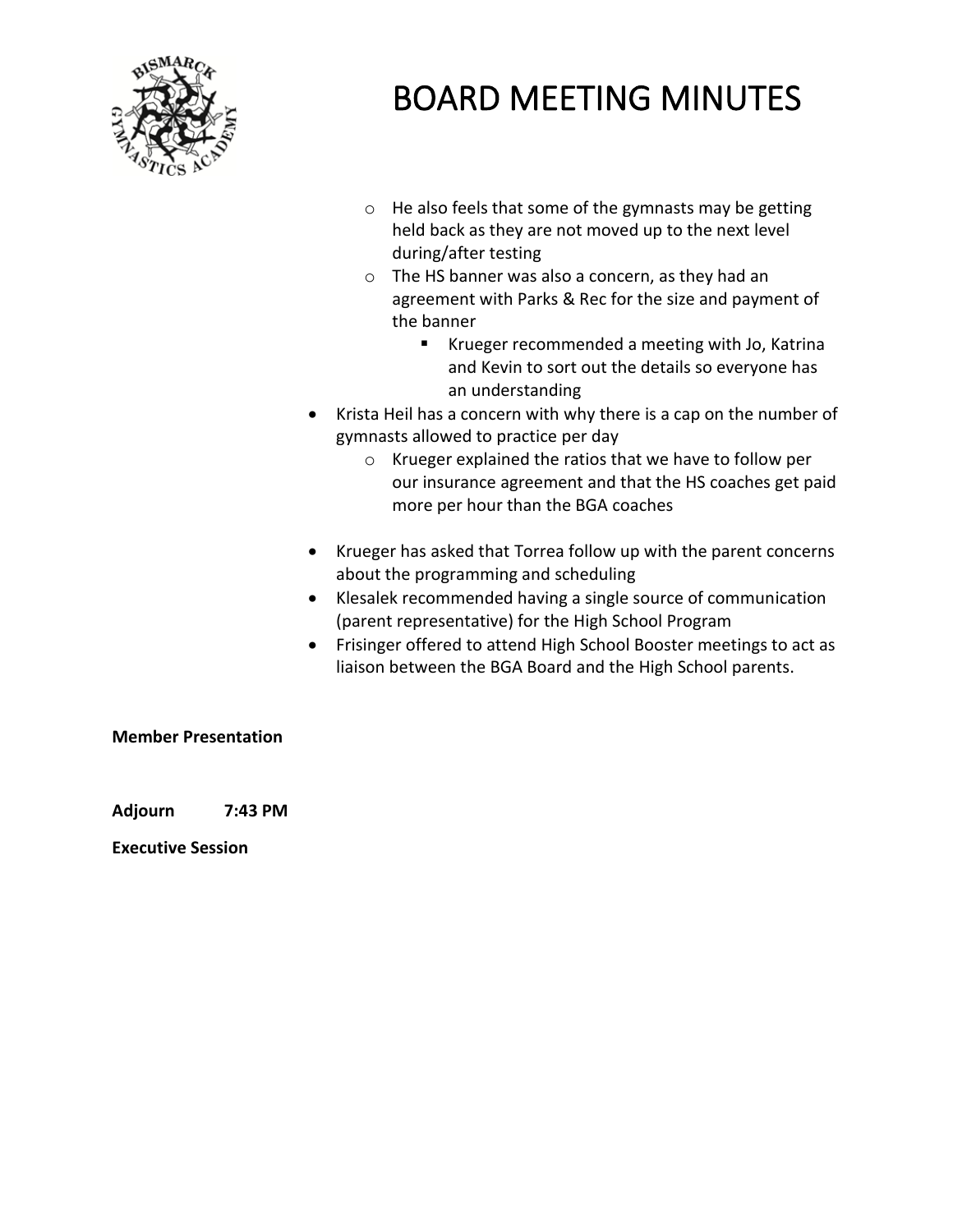- He also feels that some of the gymnasts may be getting held back as they are not moved up to the next level during/after testing
  - The HS banner was also a concern, as they had an agreement with Parks & Rec for the size and payment of the banner
    - Krueger recommended a meeting with Jo, Katrina and Kevin to sort out the details so everyone has an understanding
- Krista Heil has a concern with why there is a cap on the number of gymnasts allowed to practice per day
  - Krueger explained the ratios that we have to follow per our insurance agreement and that the HS coaches get paid more per hour than the BGA coaches

- Krueger has asked that Torrea follow up with the parent concerns about the programming and scheduling
- Klesalek recommended having a single source of communication (parent representative) for the High School Program
- Frisinger offered to attend High School Booster meetings to act as liaison between the BGA Board and the High School parents.

**Member Presentation**

**Adjourn 7:43 PM**

**Executive Session**